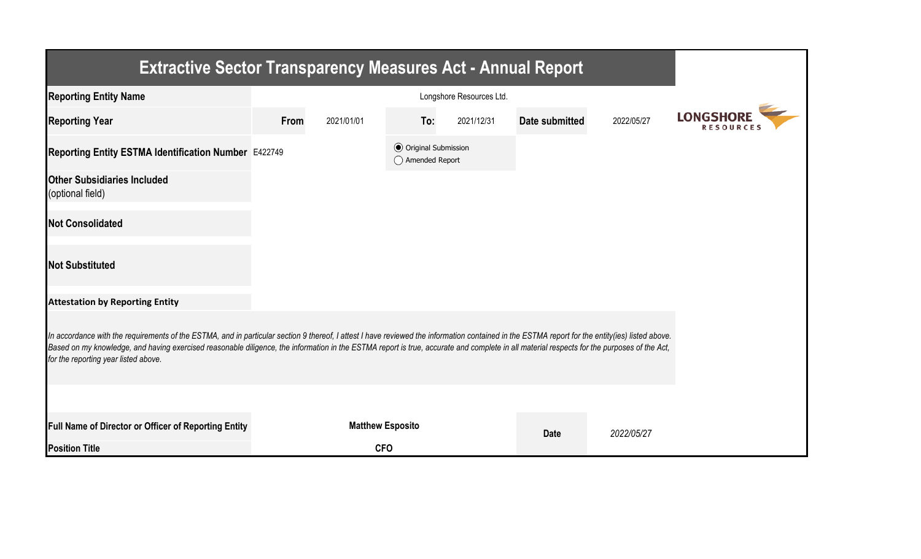# Extractive Sector Transparency Measures Act - Annual Report

| | | | | | | |
|---|---|---|---|---|---|---|
| **Reporting Entity Name** | Longshore Resources Ltd. | | | | | |
| **Reporting Year** | **From** | 2021/01/01 | **To:** | 2021/12/31 | **Date submitted** | 2022/05/27 |
| **Reporting Entity ESTMA Identification Number** | E422749 | | ◉ Original Submission<br>◯ Amended Report | | | |
| **Other Subsidiaries Included** (optional field) | | | | | | |
| **Not Consolidated** | | | | | | |
| **Not Substituted** | | | | | | |

**Attestation by Reporting Entity**

*In accordance with the requirements of the ESTMA, and in particular section 9 thereof, I attest I have reviewed the information contained in the ESTMA report for the entity(ies) listed above. Based on my knowledge, and having exercised reasonable diligence, the information in the ESTMA report is true, accurate and complete in all material respects for the purposes of the Act, for the reporting year listed above.*

| | | | |
|---|---|---|---|
| **Full Name of Director or Officer of Reporting Entity** | **Matthew Esposito** | **Date** | *2022/05/27* |
| **Position Title** | **CFO** | | |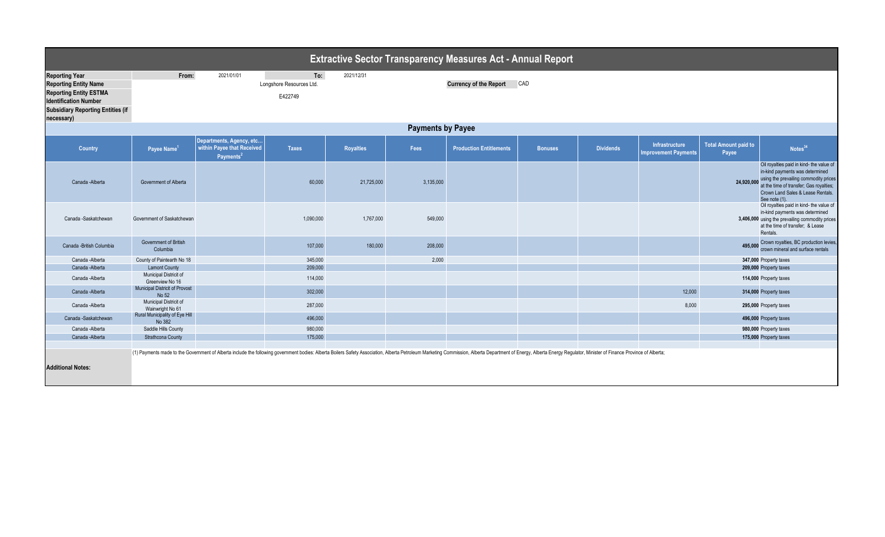# Extractive Sector Transparency Measures Act - Annual Report

| | | | | |
|---|---|---|---|---|
| **Reporting Year** | From: | 2021/01/01 | To: | 2021/12/31 |
| **Reporting Entity Name** | Longshore Resources Ltd. | | **Currency of the Report** | CAD |
| **Reporting Entity ESTMA Identification Number** | E422749 | | | |
| **Subsidiary Reporting Entities (if necessary)** | | | | |

## Payments by Payee

| Country | Payee Name[1] | Departments, Agency, etc... within Payee that Received Payments[2] | Taxes | Royalties | Fees | Production Entitlements | Bonuses | Dividends | Infrastructure Improvement Payments | Total Amount paid to Payee | Notes[34] |
|---|---|---|---|---|---|---|---|---|---|---|---|
| Canada -Alberta | Government of Alberta | | 60,000 | 21,725,000 | 3,135,000 | | | | | 24,920,000 | Oil royalties paid in kind- the value of in-kind payments was determined using the prevailing commodity prices at the time of transfer; Gas royalties; Crown Land Sales & Lease Rentals. See note (1). |
| Canada -Saskatchewan | Government of Saskatchewan | | 1,090,000 | 1,767,000 | 549,000 | | | | | 3,406,000 | Oil royalties paid in kind- the value of in-kind payments was determined using the prevailing commodity prices at the time of transfer; & Lease Rentals. |
| Canada -British Columbia | Government of British Columbia | | 107,000 | 180,000 | 208,000 | | | | | 495,000 | Crown royalties, BC production levies, crown mineral and surface rentals |
| Canada -Alberta | County of Paintearth No 18 | | 345,000 | | 2,000 | | | | | 347,000 | Property taxes |
| Canada -Alberta | Lamont County | | 209,000 | | | | | | | 209,000 | Property taxes |
| Canada -Alberta | Municipal District of Greenview No 16 | | 114,000 | | | | | | | 114,000 | Property taxes |
| Canada -Alberta | Municipal District of Provost No 52 | | 302,000 | | | | | | 12,000 | 314,000 | Property taxes |
| Canada -Alberta | Municipal District of Wainwright No 61 | | 287,000 | | | | | | 8,000 | 295,000 | Property taxes |
| Canada -Saskatchewan | Rural Municipality of Eye Hill No 382 | | 496,000 | | | | | | | 496,000 | Property taxes |
| Canada -Alberta | Saddle Hills County | | 980,000 | | | | | | | 980,000 | Property taxes |
| Canada -Alberta | Strathcona County | | 175,000 | | | | | | | 175,000 | Property taxes |

**Additional Notes:**

(1) Payments made to the Government of Alberta include the following government bodies: Alberta Boilers Safety Association, Alberta Petroleum Marketing Commission, Alberta Department of Energy, Alberta Energy Regulator, Minister of Finance Province of Alberta;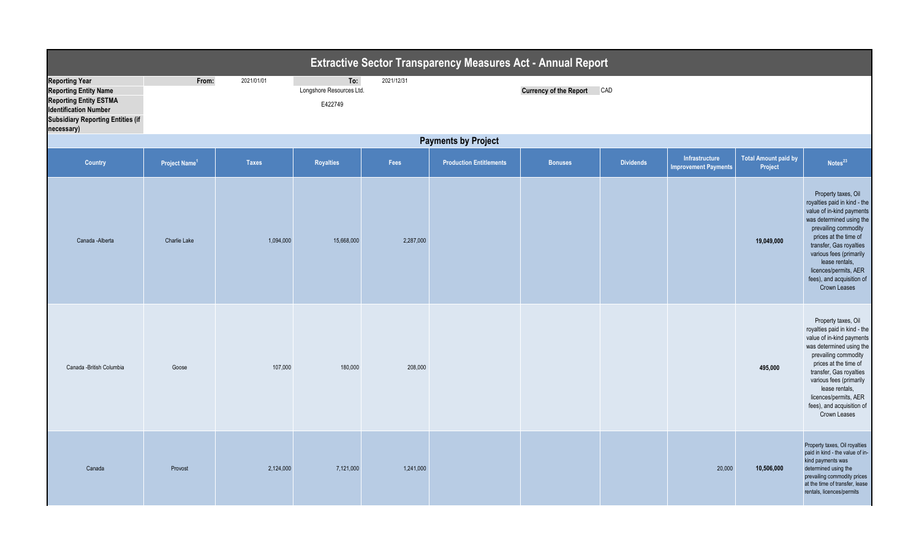# Extractive Sector Transparency Measures Act - Annual Report

| | | | | | |
|---|---|---|---|---|---|
| **Reporting Year** | From: | 2021/01/01 | To: | 2021/12/31 | |
| **Reporting Entity Name** | | | Longshore Resources Ltd. | **Currency of the Report** | CAD |
| **Reporting Entity ESTMA Identification Number** | | | E422749 | | |
| **Subsidiary Reporting Entities (if necessary)** | | | | | |

## Payments by Project

| Country | Project Name[1] | Taxes | Royalties | Fees | Production Entitlements | Bonuses | Dividends | Infrastructure Improvement Payments | Total Amount paid by Project | Notes[23] |
|---|---|---|---|---|---|---|---|---|---|---|
| Canada -Alberta | Charlie Lake | 1,094,000 | 15,668,000 | 2,287,000 | | | | | **19,049,000** | Property taxes, Oil royalties paid in kind - the value of in-kind payments was determined using the prevailing commodity prices at the time of transfer, Gas royalties various fees (primarily lease rentals, licences/permits, AER fees), and acquisition of Crown Leases |
| Canada -British Columbia | Goose | 107,000 | 180,000 | 208,000 | | | | | **495,000** | Property taxes, Oil royalties paid in kind - the value of in-kind payments was determined using the prevailing commodity prices at the time of transfer, Gas royalties various fees (primarily lease rentals, licences/permits, AER fees), and acquisition of Crown Leases |
| Canada | Provost | 2,124,000 | 7,121,000 | 1,241,000 | | | | 20,000 | **10,506,000** | Property taxes, Oil royalties paid in kind - the value of in-kind payments was determined using the prevailing commodity prices at the time of transfer, lease rentals, licences/permits |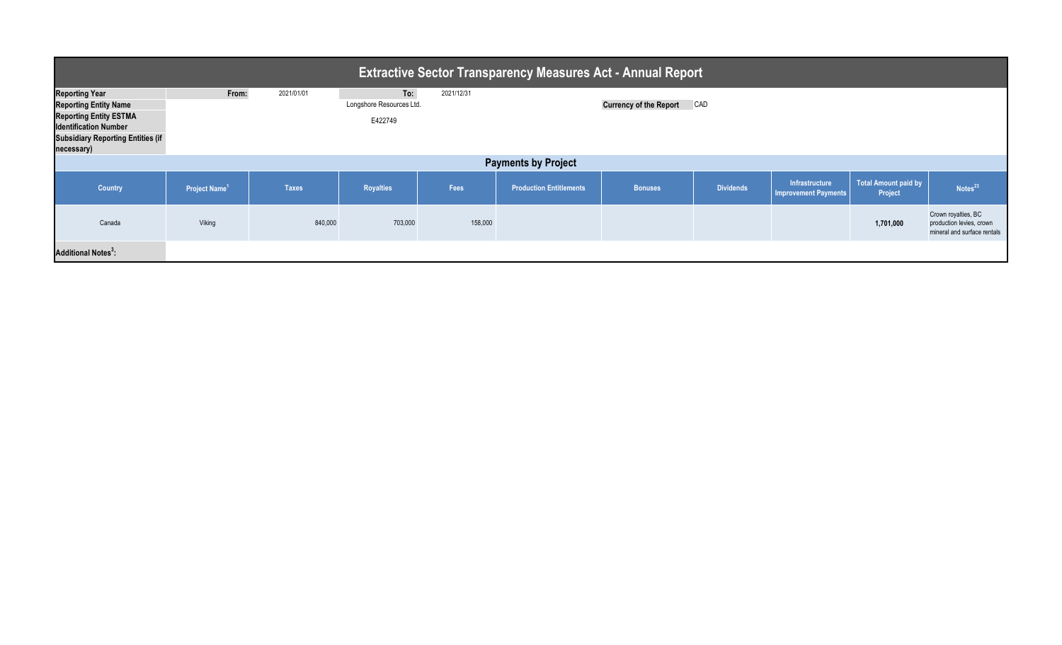# Extractive Sector Transparency Measures Act - Annual Report

| | | | | | |
|---|---|---|---|---|---|
| **Reporting Year** | **From:** | 2021/01/01 | **To:** | 2021/12/31 | |
| **Reporting Entity Name** | | | Longshore Resources Ltd. | **Currency of the Report** | CAD |
| **Reporting Entity ESTMA Identification Number** | | | E422749 | | |
| **Subsidiary Reporting Entities (if necessary)** | | | | | |

## Payments by Project

| Country | Project Name[1] | Taxes | Royalties | Fees | Production Entitlements | Bonuses | Dividends | Infrastructure Improvement Payments | Total Amount paid by Project | Notes[23] |
|---|---|---|---|---|---|---|---|---|---|---|
| Canada | Viking | 840,000 | 703,000 | 158,000 | | | | | **1,701,000** | Crown royalties, BC production levies, crown mineral and surface rentals |

**Additional Notes[3]:**